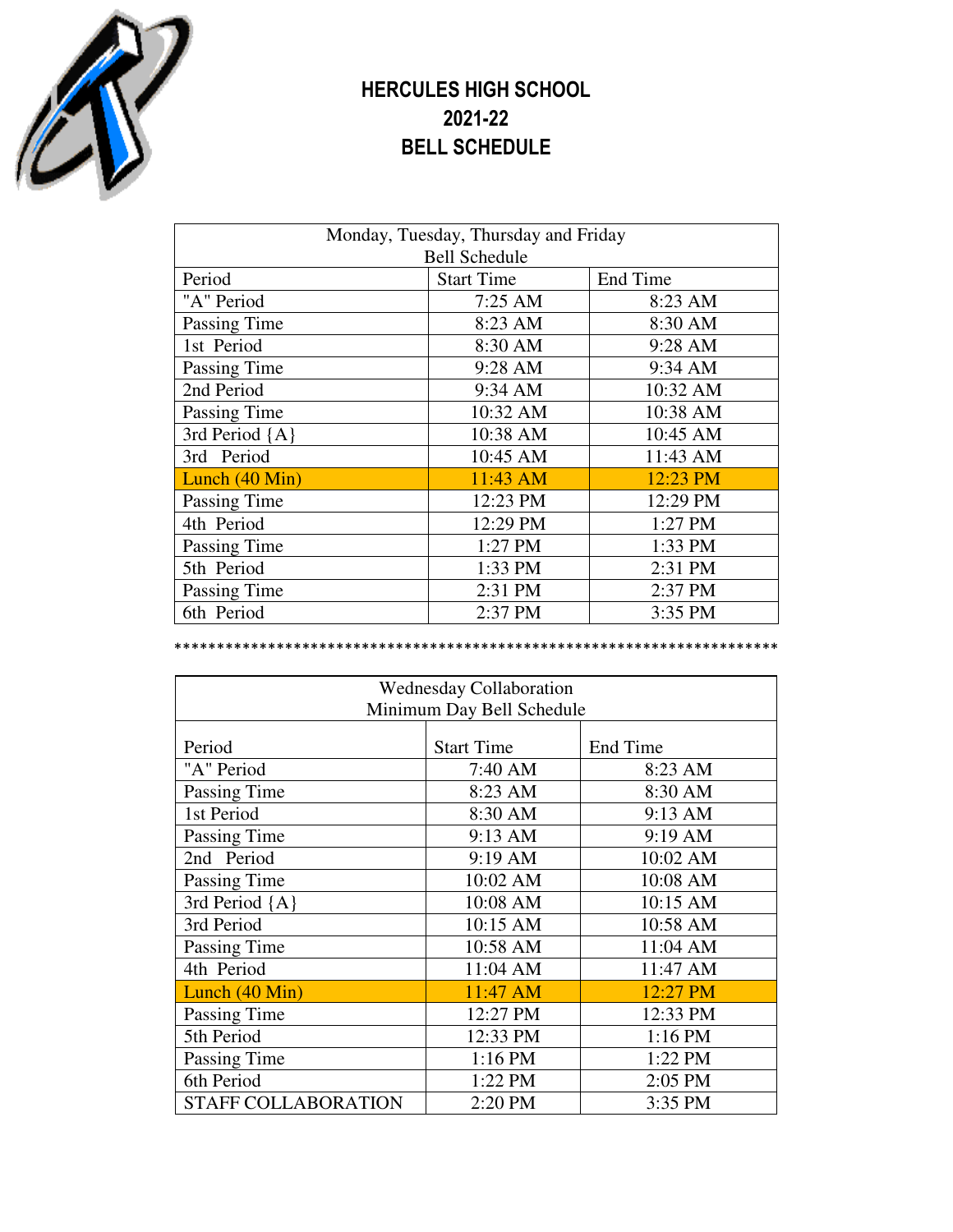# HERCULES HIGH SCHOOL
# 2021-22
# BELL SCHEDULE

| Monday, Tuesday, Thursday and Friday Bell Schedule | | |
|---|---|---|
| Period | Start Time | End Time |
| "A" Period | 7:25 AM | 8:23 AM |
| Passing Time | 8:23 AM | 8:30 AM |
| 1st Period | 8:30 AM | 9:28 AM |
| Passing Time | 9:28 AM | 9:34 AM |
| 2nd Period | 9:34 AM | 10:32 AM |
| Passing Time | 10:32 AM | 10:38 AM |
| 3rd Period {A} | 10:38 AM | 10:45 AM |
| 3rd Period | 10:45 AM | 11:43 AM |
| Lunch (40 Min) | 11:43 AM | 12:23 PM |
| Passing Time | 12:23 PM | 12:29 PM |
| 4th Period | 12:29 PM | 1:27 PM |
| Passing Time | 1:27 PM | 1:33 PM |
| 5th Period | 1:33 PM | 2:31 PM |
| Passing Time | 2:31 PM | 2:37 PM |
| 6th Period | 2:37 PM | 3:35 PM |

****************************************************************************

| Wednesday Collaboration Minimum Day Bell Schedule | | |
|---|---|---|
| Period | Start Time | End Time |
| "A" Period | 7:40 AM | 8:23 AM |
| Passing Time | 8:23 AM | 8:30 AM |
| 1st Period | 8:30 AM | 9:13 AM |
| Passing Time | 9:13 AM | 9:19 AM |
| 2nd Period | 9:19 AM | 10:02 AM |
| Passing Time | 10:02 AM | 10:08 AM |
| 3rd Period {A} | 10:08 AM | 10:15 AM |
| 3rd Period | 10:15 AM | 10:58 AM |
| Passing Time | 10:58 AM | 11:04 AM |
| 4th Period | 11:04 AM | 11:47 AM |
| Lunch (40 Min) | 11:47 AM | 12:27 PM |
| Passing Time | 12:27 PM | 12:33 PM |
| 5th Period | 12:33 PM | 1:16 PM |
| Passing Time | 1:16 PM | 1:22 PM |
| 6th Period | 1:22 PM | 2:05 PM |
| STAFF COLLABORATION | 2:20 PM | 3:35 PM |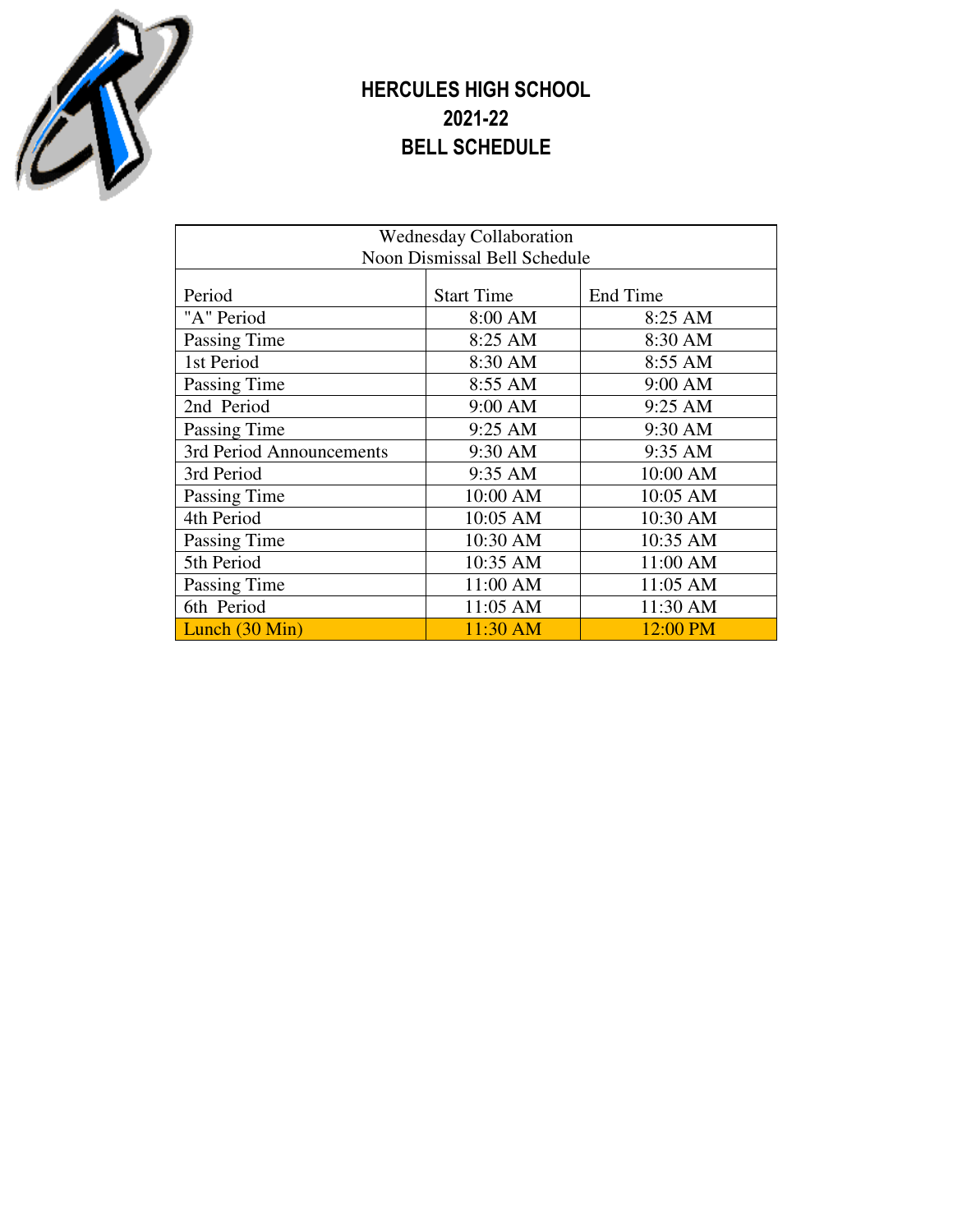# HERCULES HIGH SCHOOL
# 2021-22
# BELL SCHEDULE

| Wednesday Collaboration Noon Dismissal Bell Schedule | | |
|---|---|---|
| Period | Start Time | End Time |
| "A" Period | 8:00 AM | 8:25 AM |
| Passing Time | 8:25 AM | 8:30 AM |
| 1st Period | 8:30 AM | 8:55 AM |
| Passing Time | 8:55 AM | 9:00 AM |
| 2nd Period | 9:00 AM | 9:25 AM |
| Passing Time | 9:25 AM | 9:30 AM |
| 3rd Period Announcements | 9:30 AM | 9:35 AM |
| 3rd Period | 9:35 AM | 10:00 AM |
| Passing Time | 10:00 AM | 10:05 AM |
| 4th Period | 10:05 AM | 10:30 AM |
| Passing Time | 10:30 AM | 10:35 AM |
| 5th Period | 10:35 AM | 11:00 AM |
| Passing Time | 11:00 AM | 11:05 AM |
| 6th Period | 11:05 AM | 11:30 AM |
| Lunch (30 Min) | 11:30 AM | 12:00 PM |